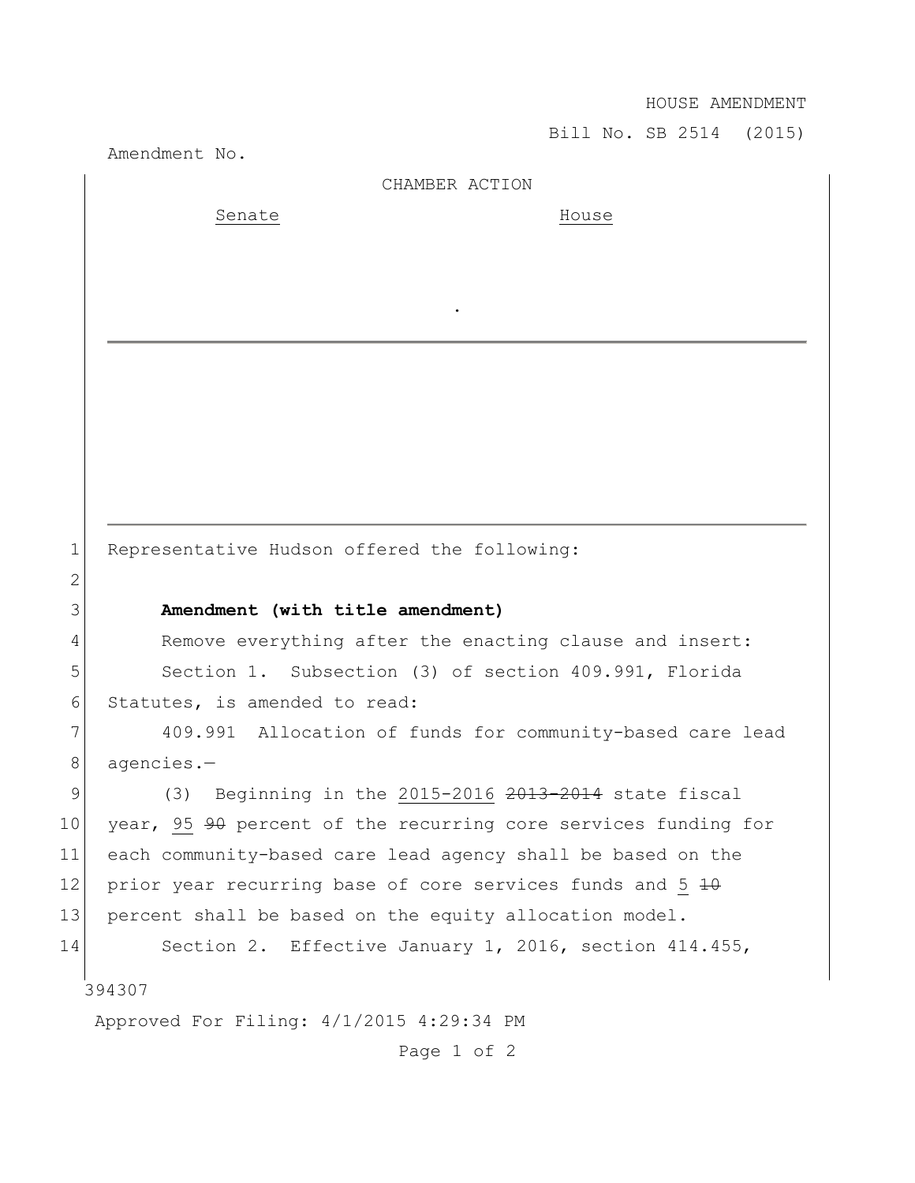HOUSE AMENDMENT

Bill No. SB 2514 (2015)

Amendment No.

CHAMBER ACTION

Senate House

.

Representative Hudson offered the following:

**Amendment (with title amendment)**

Remove everything after the enacting clause and insert:

Section 1. Subsection (3) of section 409.991, Florida Statutes, is amended to read:

409.991 Allocation of funds for community-based care lead agencies.—

(3) Beginning in the 2015-2016 ~~2013-2014~~ state fiscal year, 95 ~~90~~ percent of the recurring core services funding for each community-based care lead agency shall be based on the prior year recurring base of core services funds and 5 ~~10~~ percent shall be based on the equity allocation model.

Section 2. Effective January 1, 2016, section 414.455,

394307

Approved For Filing: 4/1/2015 4:29:34 PM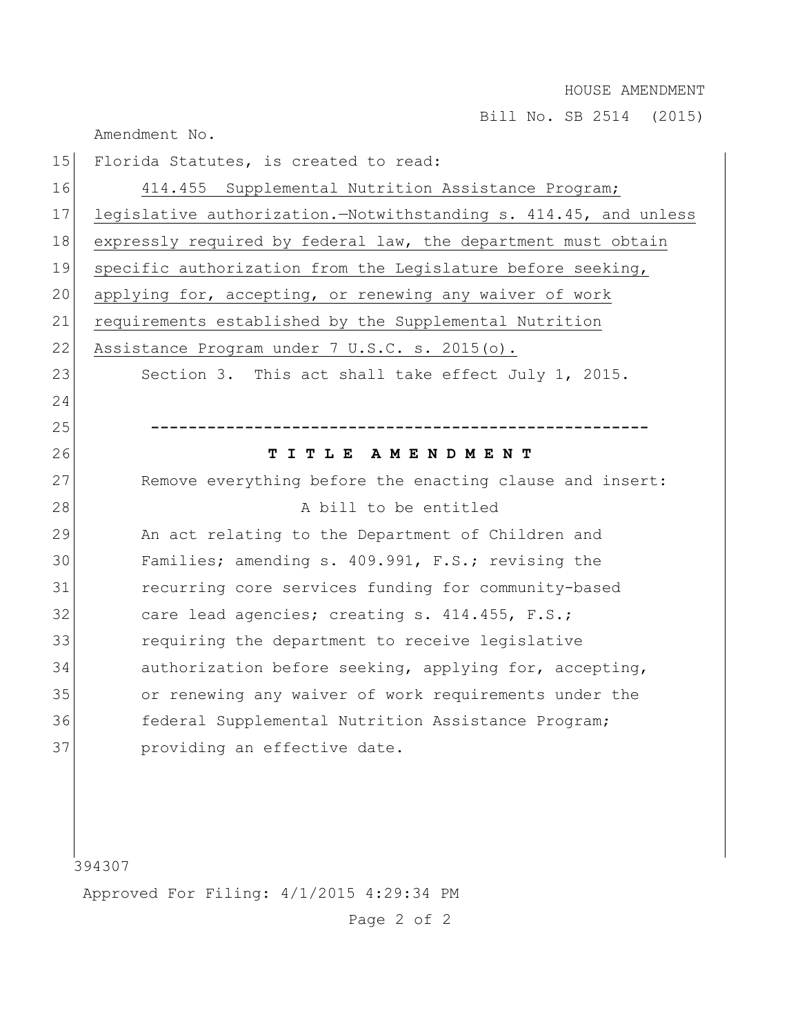HOUSE AMENDMENT

Bill No. SB 2514 (2015)

Amendment No.

Florida Statutes, is created to read:

414.455 Supplemental Nutrition Assistance Program; legislative authorization.—Notwithstanding s. 414.45, and unless expressly required by federal law, the department must obtain specific authorization from the Legislature before seeking, applying for, accepting, or renewing any waiver of work requirements established by the Supplemental Nutrition Assistance Program under 7 U.S.C. s. 2015(o).

Section 3. This act shall take effect July 1, 2015.

-----------------------------------------------------

**T I T L E A M E N D M E N T**

Remove everything before the enacting clause and insert:

A bill to be entitled

An act relating to the Department of Children and Families; amending s. 409.991, F.S.; revising the recurring core services funding for community-based care lead agencies; creating s. 414.455, F.S.; requiring the department to receive legislative authorization before seeking, applying for, accepting, or renewing any waiver of work requirements under the federal Supplemental Nutrition Assistance Program; providing an effective date.

394307

Approved For Filing: 4/1/2015 4:29:34 PM